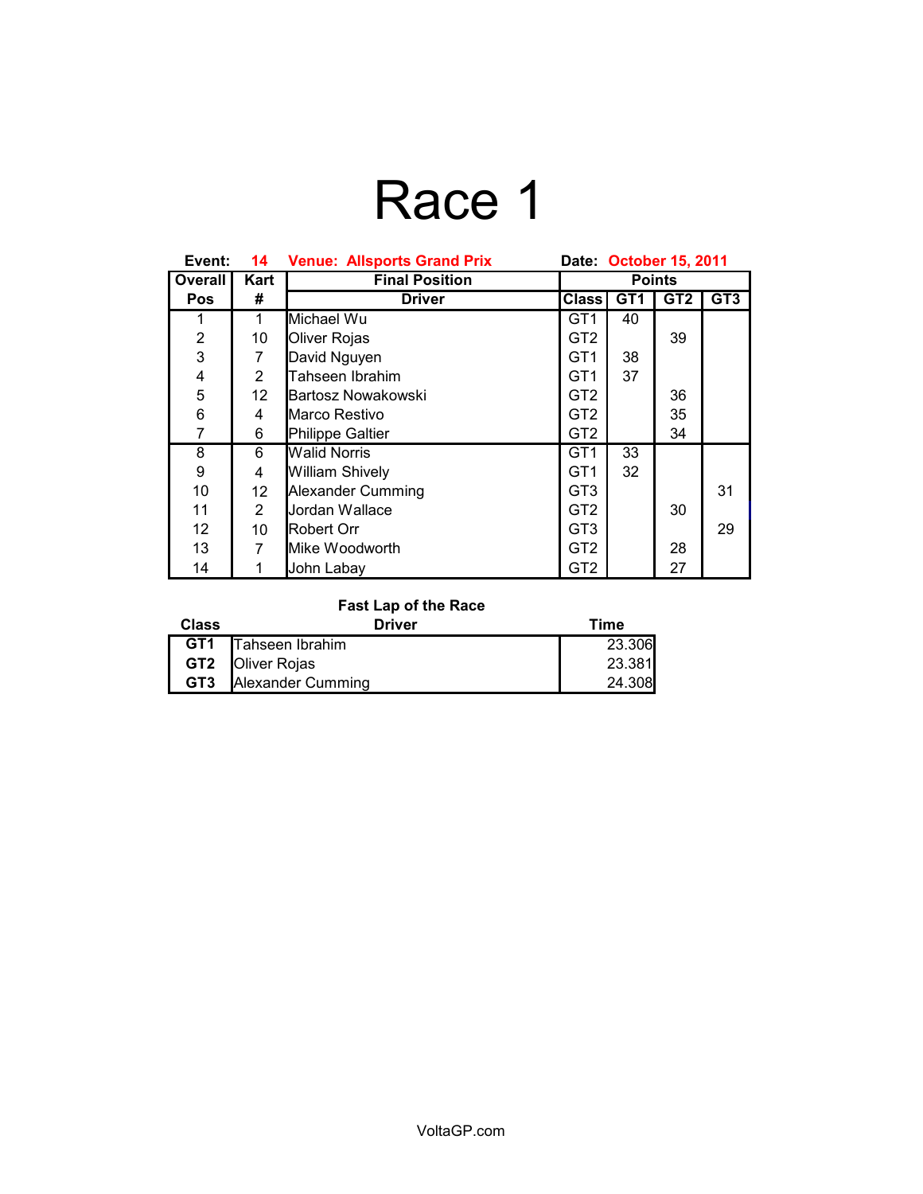# Race 1

**Event:** 14 **Venue: Allsports Grand Prix** **Date:** October 15, 2011

| Overall Pos | Kart # | Final Position Driver | Class | GT1 | GT2 | GT3 |
|---|---|---|---|---|---|---|
| | | | | **Points** | | |
| 1 | 1 | Michael Wu | GT1 | 40 | | |
| 2 | 10 | Oliver Rojas | GT2 | | 39 | |
| 3 | 7 | David Nguyen | GT1 | 38 | | |
| 4 | 2 | Tahseen Ibrahim | GT1 | 37 | | |
| 5 | 12 | Bartosz Nowakowski | GT2 | | 36 | |
| 6 | 4 | Marco Restivo | GT2 | | 35 | |
| 7 | 6 | Philippe Galtier | GT2 | | 34 | |
| 8 | 6 | Walid Norris | GT1 | 33 | | |
| 9 | 4 | William Shively | GT1 | 32 | | |
| 10 | 12 | Alexander Cumming | GT3 | | | 31 |
| 11 | 2 | Jordan Wallace | GT2 | | 30 | |
| 12 | 10 | Robert Orr | GT3 | | | 29 |
| 13 | 7 | Mike Woodworth | GT2 | | 28 | |
| 14 | 1 | John Labay | GT2 | | 27 | |

**Fast Lap of the Race**

| Class | Driver | Time |
|---|---|---|
| **GT1** | Tahseen Ibrahim | 23.306 |
| **GT2** | Oliver Rojas | 23.381 |
| **GT3** | Alexander Cumming | 24.308 |

VoltaGP.com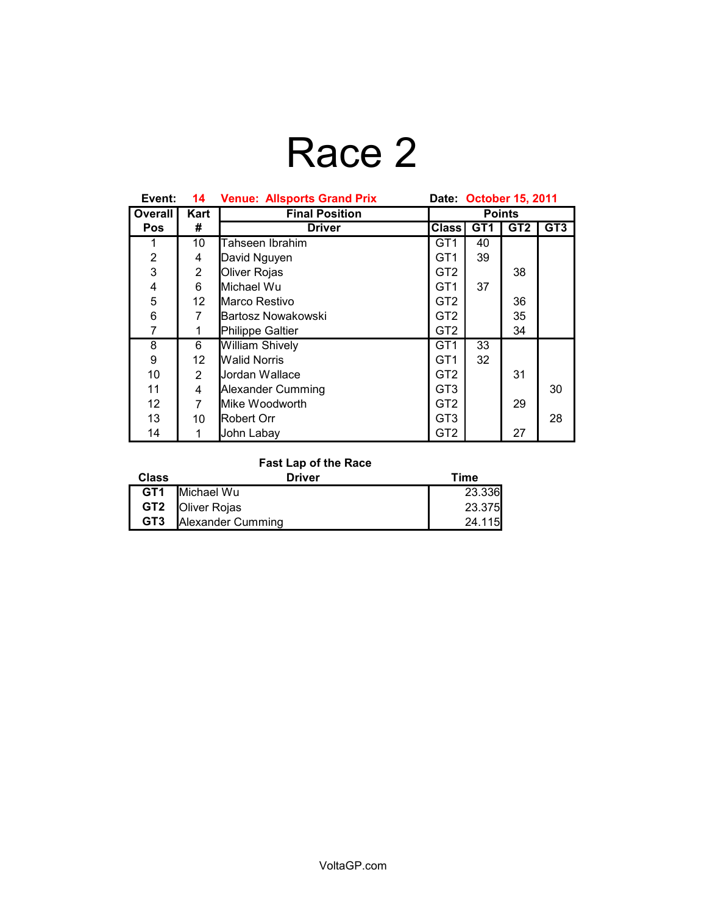# Race 2

**Event:** 14 **Venue:** Allsports Grand Prix **Date:** October 15, 2011

| Overall Pos | Kart # | Final Position Driver | Points Class | GT1 | GT2 | GT3 |
|---|---|---|---|---|---|---|
| 1 | 10 | Tahseen Ibrahim | GT1 | 40 | | |
| 2 | 4 | David Nguyen | GT1 | 39 | | |
| 3 | 2 | Oliver Rojas | GT2 | | 38 | |
| 4 | 6 | Michael Wu | GT1 | 37 | | |
| 5 | 12 | Marco Restivo | GT2 | | 36 | |
| 6 | 7 | Bartosz Nowakowski | GT2 | | 35 | |
| 7 | 1 | Philippe Galtier | GT2 | | 34 | |
| 8 | 6 | William Shively | GT1 | 33 | | |
| 9 | 12 | Walid Norris | GT1 | 32 | | |
| 10 | 2 | Jordan Wallace | GT2 | | 31 | |
| 11 | 4 | Alexander Cumming | GT3 | | | 30 |
| 12 | 7 | Mike Woodworth | GT2 | | 29 | |
| 13 | 10 | Robert Orr | GT3 | | | 28 |
| 14 | 1 | John Labay | GT2 | | 27 | |

**Fast Lap of the Race**

| Class | Driver | Time |
|---|---|---|
| **GT1** | Michael Wu | 23.336 |
| **GT2** | Oliver Rojas | 23.375 |
| **GT3** | Alexander Cumming | 24.115 |

VoltaGP.com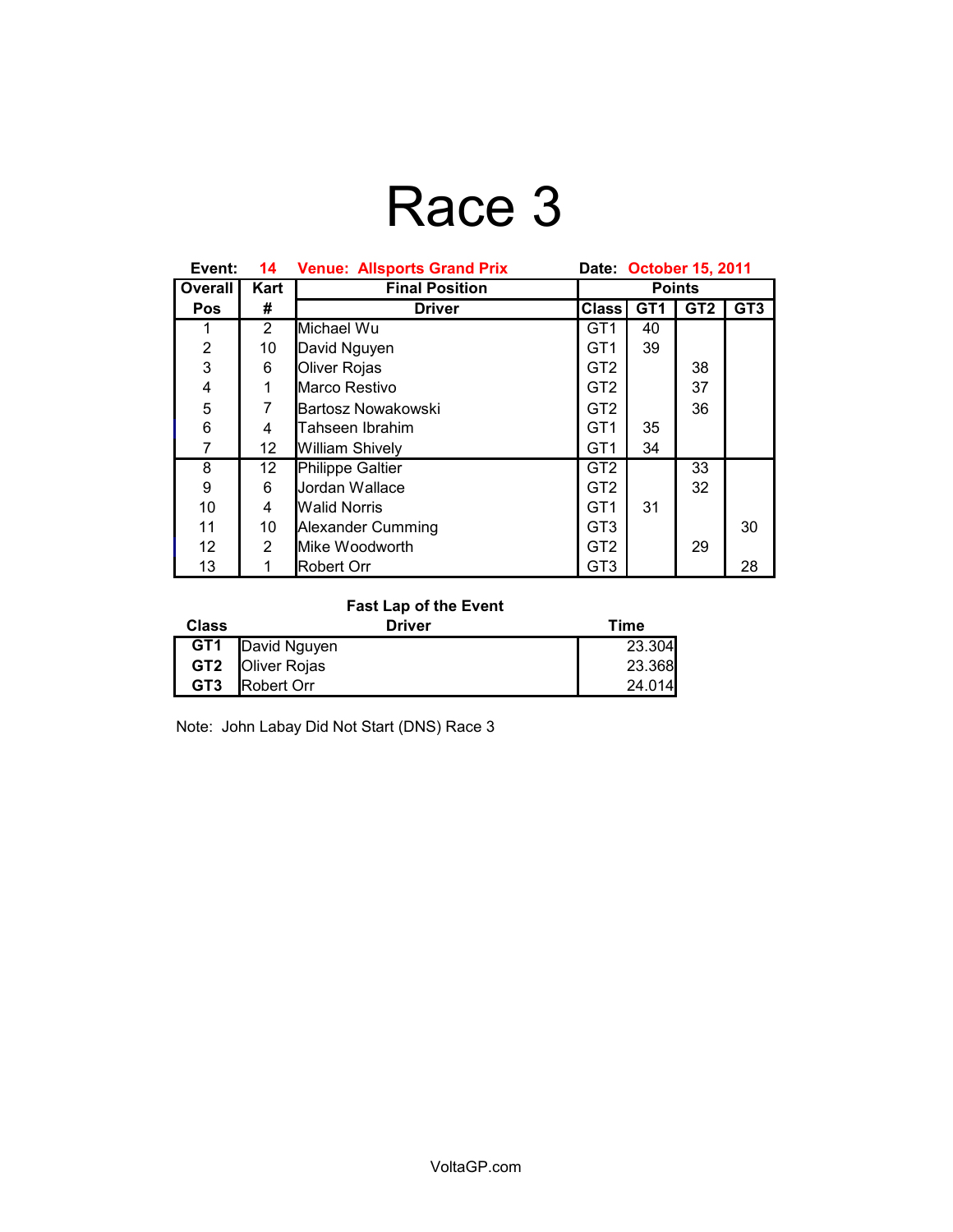# Race 3

**Event:** 14 **Venue: Allsports Grand Prix** **Date:** October 15, 2011

| Overall Pos | Kart # | Final Position Driver | Class | Points GT1 | GT2 | GT3 |
|---|---|---|---|---|---|---|
| 1 | 2 | Michael Wu | GT1 | 40 | | |
| 2 | 10 | David Nguyen | GT1 | 39 | | |
| 3 | 6 | Oliver Rojas | GT2 | | 38 | |
| 4 | 1 | Marco Restivo | GT2 | | 37 | |
| 5 | 7 | Bartosz Nowakowski | GT2 | | 36 | |
| 6 | 4 | Tahseen Ibrahim | GT1 | 35 | | |
| 7 | 12 | William Shively | GT1 | 34 | | |
| 8 | 12 | Philippe Galtier | GT2 | | 33 | |
| 9 | 6 | Jordan Wallace | GT2 | | 32 | |
| 10 | 4 | Walid Norris | GT1 | 31 | | |
| 11 | 10 | Alexander Cumming | GT3 | | | 30 |
| 12 | 2 | Mike Woodworth | GT2 | | 29 | |
| 13 | 1 | Robert Orr | GT3 | | | 28 |

**Fast Lap of the Event**

| Class | Driver | Time |
|---|---|---|
| **GT1** | David Nguyen | 23.304 |
| **GT2** | Oliver Rojas | 23.368 |
| **GT3** | Robert Orr | 24.014 |

Note: John Labay Did Not Start (DNS) Race 3

VoltaGP.com